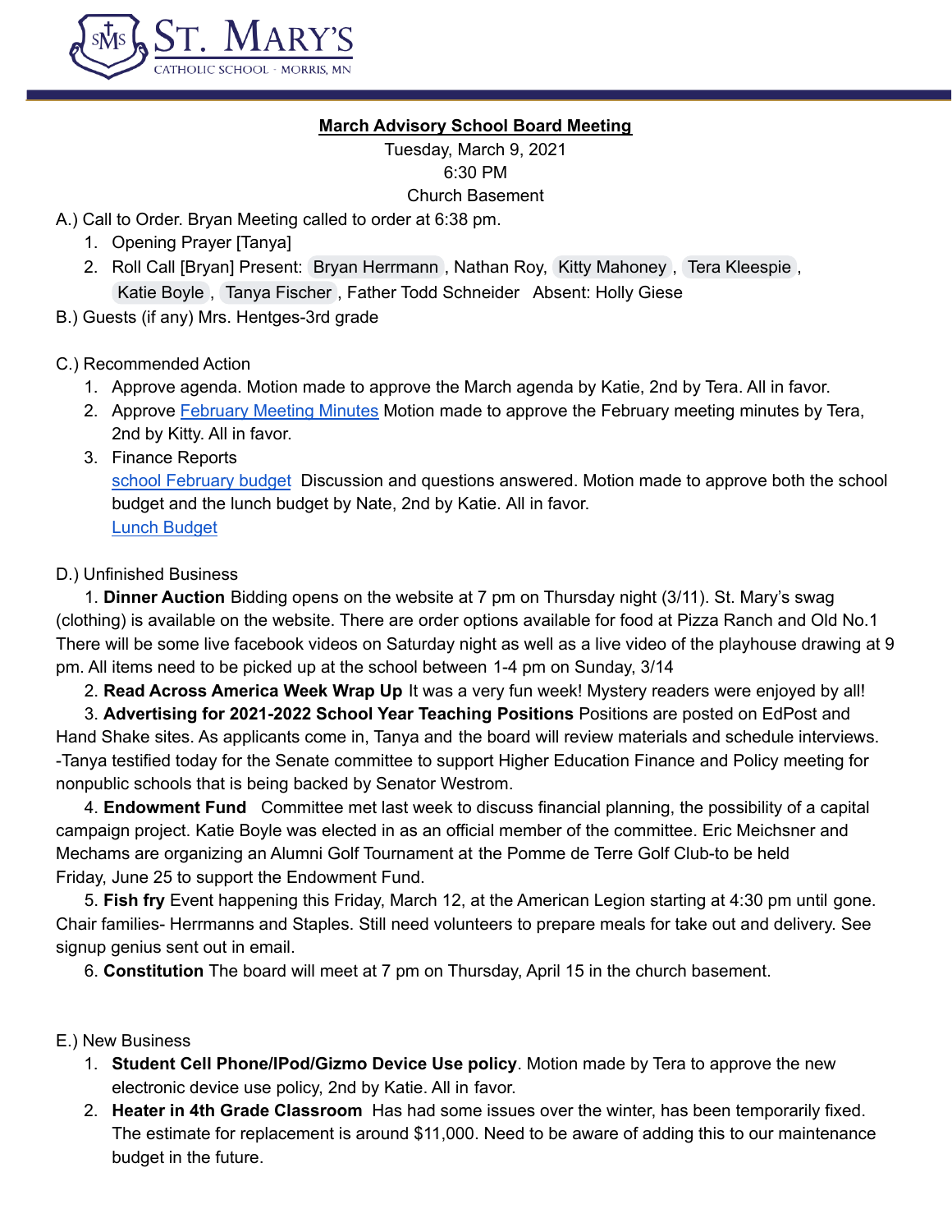**ST. MARY'S**
CATHOLIC SCHOOL · MORRIS, MN

## March Advisory School Board Meeting

Tuesday, March 9, 2021
6:30 PM
Church Basement

A.) Call to Order. Bryan Meeting called to order at 6:38 pm.

1. Opening Prayer [Tanya]
2. Roll Call [Bryan] Present: Bryan Herrmann, Nathan Roy, Kitty Mahoney, Tera Kleespie, Katie Boyle, Tanya Fischer, Father Todd Schneider Absent: Holly Giese

B.) Guests (if any) Mrs. Hentges-3rd grade

C.) Recommended Action

1. Approve agenda. Motion made to approve the March agenda by Katie, 2nd by Tera. All in favor.
2. Approve February Meeting Minutes Motion made to approve the February meeting minutes by Tera, 2nd by Kitty. All in favor.
3. Finance Reports
   school February budget Discussion and questions answered. Motion made to approve both the school budget and the lunch budget by Nate, 2nd by Katie. All in favor.
   Lunch Budget

D.) Unfinished Business

1. **Dinner Auction** Bidding opens on the website at 7 pm on Thursday night (3/11). St. Mary's swag (clothing) is available on the website. There are order options available for food at Pizza Ranch and Old No.1 There will be some live facebook videos on Saturday night as well as a live video of the playhouse drawing at 9 pm. All items need to be picked up at the school between 1-4 pm on Sunday, 3/14
2. **Read Across America Week Wrap Up** It was a very fun week! Mystery readers were enjoyed by all!
3. **Advertising for 2021-2022 School Year Teaching Positions** Positions are posted on EdPost and Hand Shake sites. As applicants come in, Tanya and the board will review materials and schedule interviews. -Tanya testified today for the Senate committee to support Higher Education Finance and Policy meeting for nonpublic schools that is being backed by Senator Westrom.
4. **Endowment Fund** Committee met last week to discuss financial planning, the possibility of a capital campaign project. Katie Boyle was elected in as an official member of the committee. Eric Meichsner and Mechams are organizing an Alumni Golf Tournament at the Pomme de Terre Golf Club-to be held Friday, June 25 to support the Endowment Fund.
5. **Fish fry** Event happening this Friday, March 12, at the American Legion starting at 4:30 pm until gone. Chair families- Herrmanns and Staples. Still need volunteers to prepare meals for take out and delivery. See signup genius sent out in email.
6. **Constitution** The board will meet at 7 pm on Thursday, April 15 in the church basement.

E.) New Business

1. **Student Cell Phone/IPod/Gizmo Device Use policy**. Motion made by Tera to approve the new electronic device use policy, 2nd by Katie. All in favor.
2. **Heater in 4th Grade Classroom** Has had some issues over the winter, has been temporarily fixed. The estimate for replacement is around $11,000. Need to be aware of adding this to our maintenance budget in the future.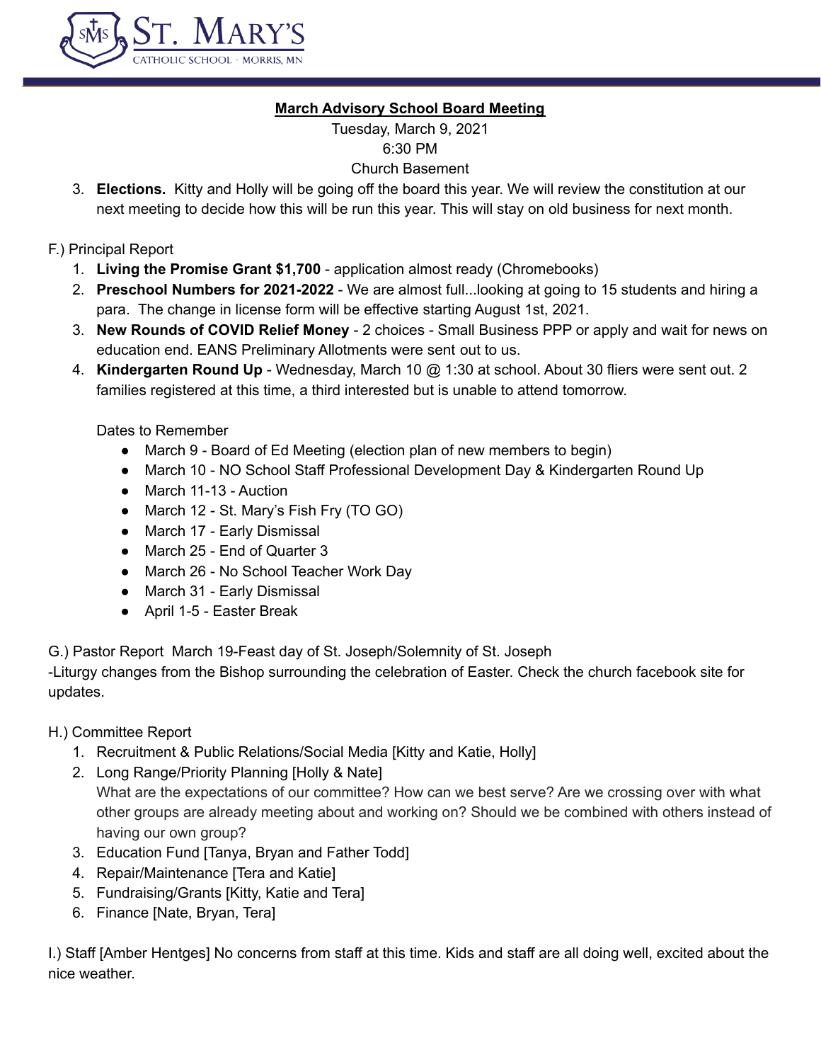**March Advisory School Board Meeting**

Tuesday, March 9, 2021
6:30 PM
Church Basement

3. **Elections.** Kitty and Holly will be going off the board this year. We will review the constitution at our next meeting to decide how this will be run this year. This will stay on old business for next month.

F.) Principal Report

1. **Living the Promise Grant $1,700** - application almost ready (Chromebooks)
2. **Preschool Numbers for 2021-2022** - We are almost full...looking at going to 15 students and hiring a para. The change in license form will be effective starting August 1st, 2021.
3. **New Rounds of COVID Relief Money** - 2 choices - Small Business PPP or apply and wait for news on education end. EANS Preliminary Allotments were sent out to us.
4. **Kindergarten Round Up** - Wednesday, March 10 @ 1:30 at school. About 30 fliers were sent out. 2 families registered at this time, a third interested but is unable to attend tomorrow.

   Dates to Remember
   - March 9 - Board of Ed Meeting (election plan of new members to begin)
   - March 10 - NO School Staff Professional Development Day & Kindergarten Round Up
   - March 11-13 - Auction
   - March 12 - St. Mary's Fish Fry (TO GO)
   - March 17 - Early Dismissal
   - March 25 - End of Quarter 3
   - March 26 - No School Teacher Work Day
   - March 31 - Early Dismissal
   - April 1-5 - Easter Break

G.) Pastor Report March 19-Feast day of St. Joseph/Solemnity of St. Joseph
-Liturgy changes from the Bishop surrounding the celebration of Easter. Check the church facebook site for updates.

H.) Committee Report

1. Recruitment & Public Relations/Social Media [Kitty and Katie, Holly]
2. Long Range/Priority Planning [Holly & Nate]
   What are the expectations of our committee? How can we best serve? Are we crossing over with what other groups are already meeting about and working on? Should we be combined with others instead of having our own group?
3. Education Fund [Tanya, Bryan and Father Todd]
4. Repair/Maintenance [Tera and Katie]
5. Fundraising/Grants [Kitty, Katie and Tera]
6. Finance [Nate, Bryan, Tera]

I.) Staff [Amber Hentges] No concerns from staff at this time. Kids and staff are all doing well, excited about the nice weather.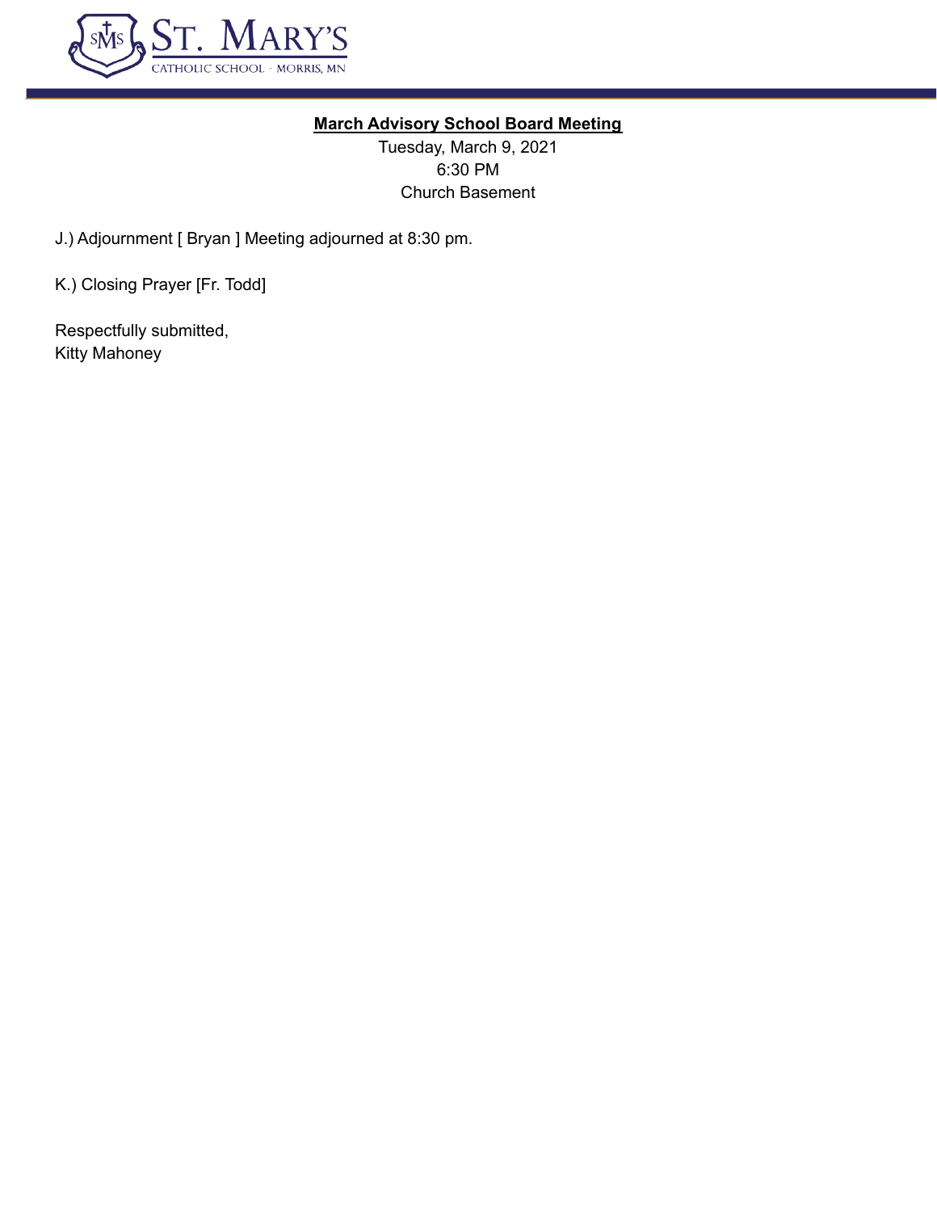**March Advisory School Board Meeting**

Tuesday, March 9, 2021
6:30 PM
Church Basement

J.) Adjournment [ Bryan ] Meeting adjourned at 8:30 pm.

K.) Closing Prayer [Fr. Todd]

Respectfully submitted,
Kitty Mahoney